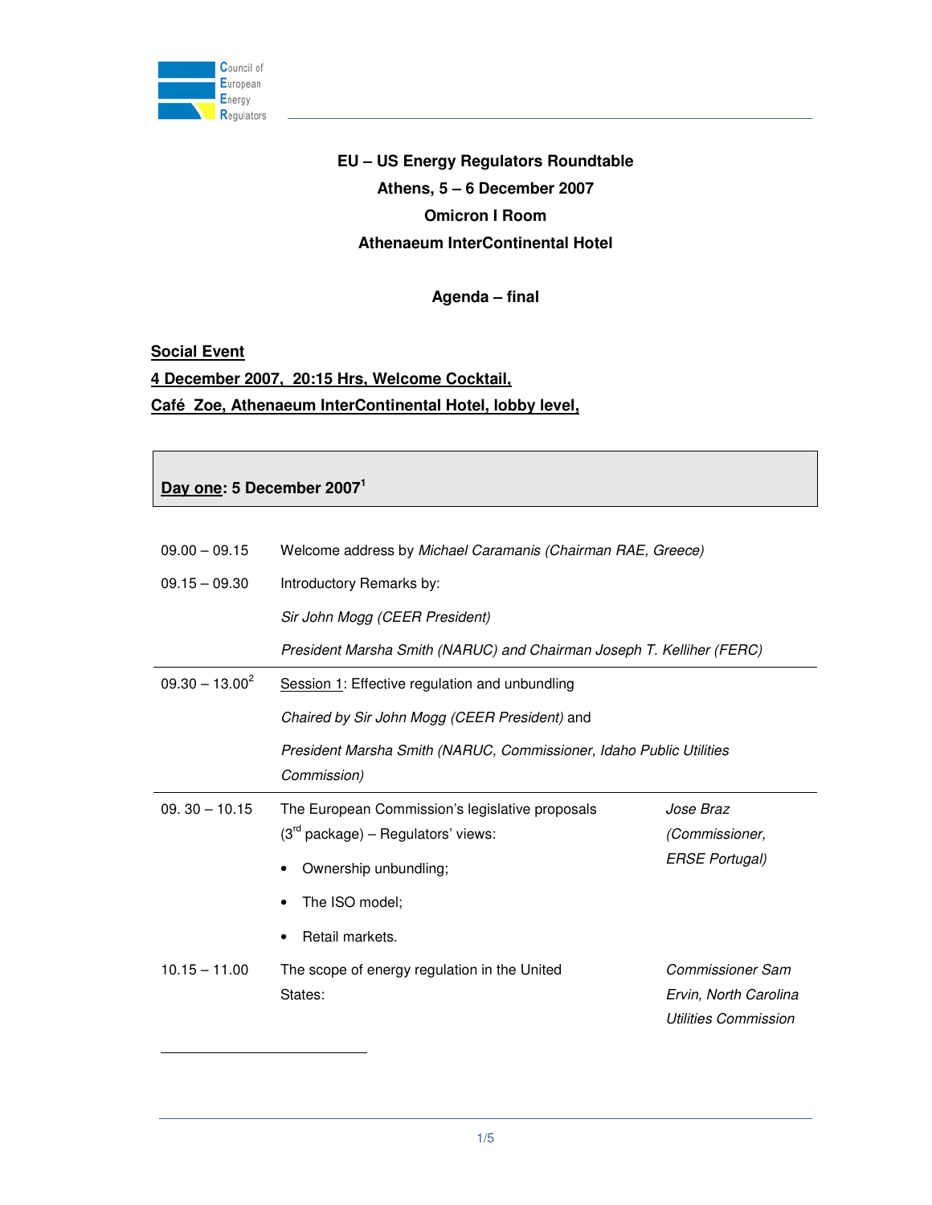Council of European Energy Regulators

**EU – US Energy Regulators Roundtable**

**Athens, 5 – 6 December 2007**

**Omicron I Room**

**Athenaeum InterContinental Hotel**

**Agenda – final**

**Social Event**

**4 December 2007, 20:15 Hrs, Welcome Cocktail,**

**Café Zoe, Athenaeum InterContinental Hotel, lobby level,**

## Day one: 5 December 2007[1]

| Time | Item | Speaker |
|---|---|---|
| 09.00 – 09.15 | Welcome address by *Michael Caramanis (Chairman RAE, Greece)* | |
| 09.15 – 09.30 | Introductory Remarks by:<br>*Sir John Mogg (CEER President)*<br>*President Marsha Smith (NARUC) and Chairman Joseph T. Kelliher (FERC)* | |
| 09.30 – 13.00[2] | Session 1: Effective regulation and unbundling<br>*Chaired by Sir John Mogg (CEER President)* and<br>*President Marsha Smith (NARUC, Commissioner, Idaho Public Utilities Commission)* | |
| 09. 30 – 10.15 | The European Commission's legislative proposals (3rd package) – Regulators' views:<br>• Ownership unbundling;<br>• The ISO model;<br>• Retail markets. | *Jose Braz (Commissioner, ERSE Portugal)* |
| 10.15 – 11.00 | The scope of energy regulation in the United States: | *Commissioner Sam Ervin, North Carolina Utilities Commission* |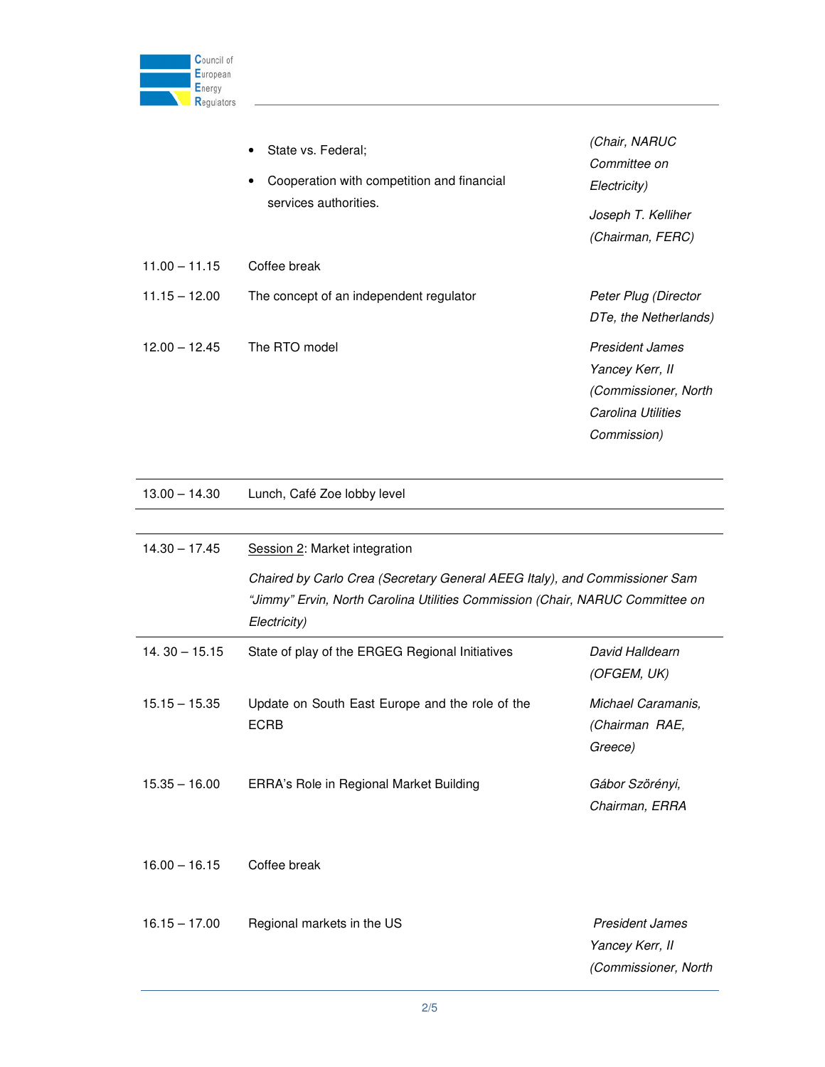| | | |
|---|---|---|
| | • State vs. Federal;<br>• Cooperation with competition and financial services authorities. | *(Chair, NARUC Committee on Electricity)*<br>*Joseph T. Kelliher (Chairman, FERC)* |
| 11.00 – 11.15 | Coffee break | |
| 11.15 – 12.00 | The concept of an independent regulator | *Peter Plug (Director DTe, the Netherlands)* |
| 12.00 – 12.45 | The RTO model | *President James Yancey Kerr, II (Commissioner, North Carolina Utilities Commission)* |
| 13.00 – 14.30 | Lunch, Café Zoe lobby level | |
| 14.30 – 17.45 | Session 2: Market integration<br>*Chaired by Carlo Crea (Secretary General AEEG Italy), and Commissioner Sam "Jimmy" Ervin, North Carolina Utilities Commission (Chair, NARUC Committee on Electricity)* | |
| 14. 30 – 15.15 | State of play of the ERGEG Regional Initiatives | *David Halldearn (OFGEM, UK)* |
| 15.15 – 15.35 | Update on South East Europe and the role of the ECRB | *Michael Caramanis, (Chairman RAE, Greece)* |
| 15.35 – 16.00 | ERRA's Role in Regional Market Building | *Gábor Szörényi, Chairman, ERRA* |
| 16.00 – 16.15 | Coffee break | |
| 16.15 – 17.00 | Regional markets in the US | *President James Yancey Kerr, II (Commissioner, North* |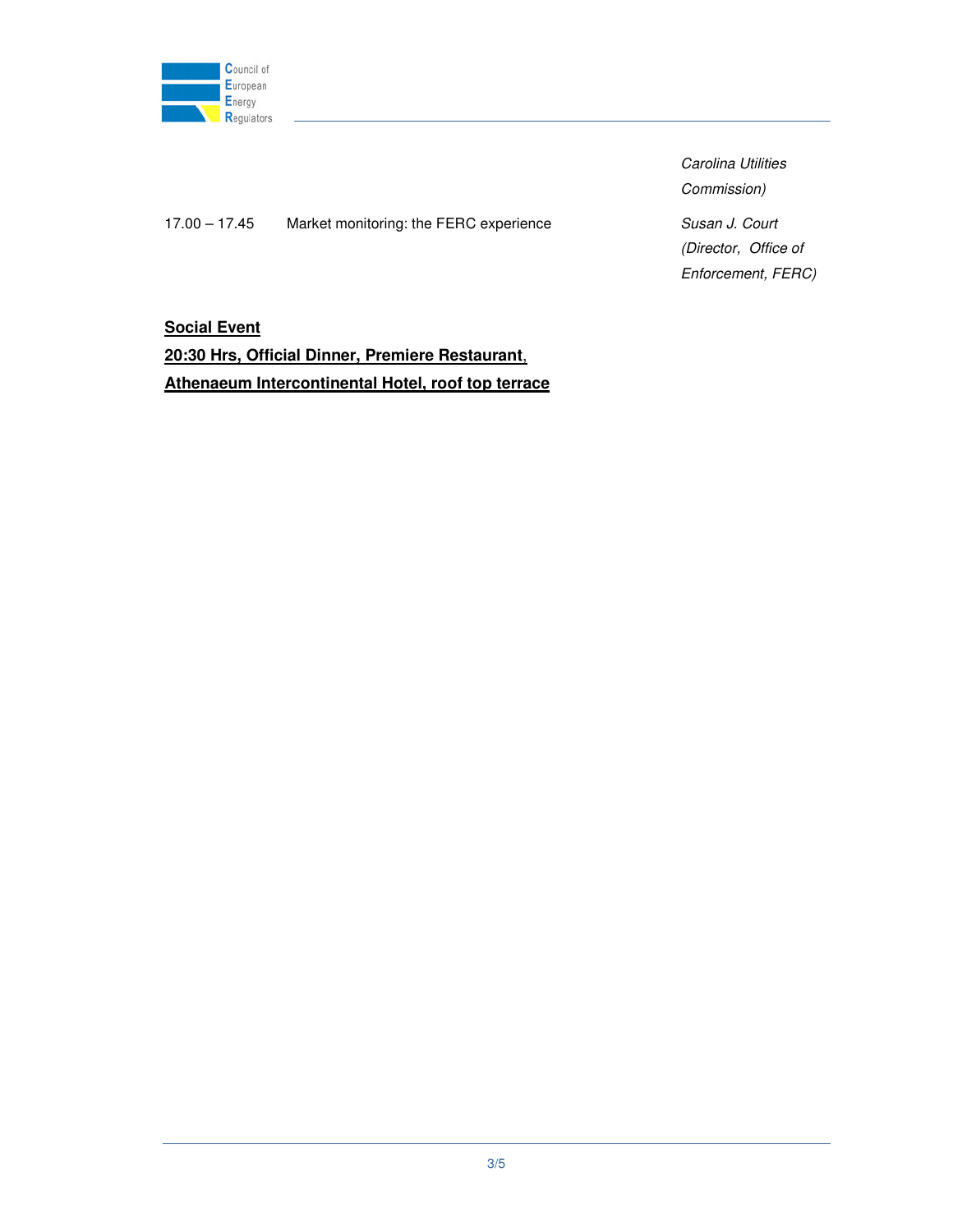| | | |
|---|---|---|
| | | *Carolina Utilities Commission)* |
| 17.00 – 17.45 | Market monitoring: the FERC experience | *Susan J. Court (Director, Office of Enforcement, FERC)* |

**Social Event**

**20:30 Hrs, Official Dinner, Premiere Restaurant, Athenaeum Intercontinental Hotel, roof top terrace**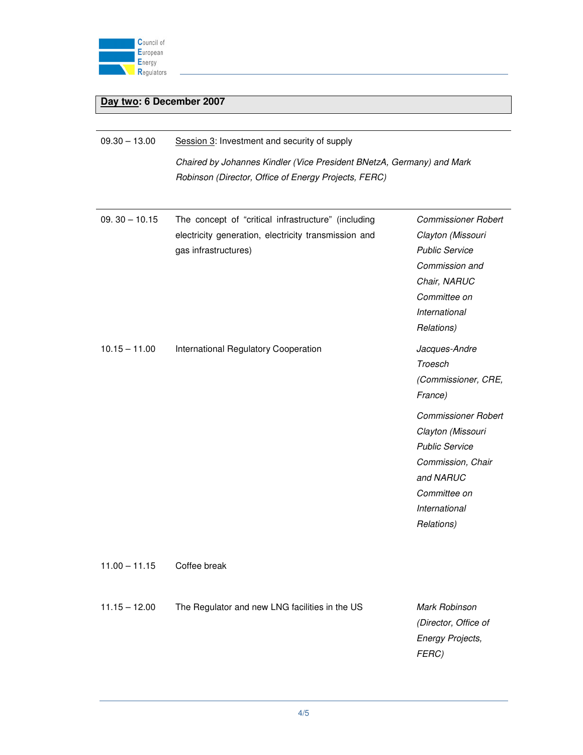**Day two: 6 December 2007**

| | | |
|---|---|---|
| 09.30 – 13.00 | Session 3: Investment and security of supply<br><br>*Chaired by Johannes Kindler (Vice President BNetzA, Germany) and Mark Robinson (Director, Office of Energy Projects, FERC)* | |
| 09. 30 – 10.15 | The concept of "critical infrastructure" (including electricity generation, electricity transmission and gas infrastructures) | *Commissioner Robert Clayton (Missouri Public Service Commission and Chair, NARUC Committee on International Relations)* |
| 10.15 – 11.00 | International Regulatory Cooperation | *Jacques-Andre Troesch (Commissioner, CRE, France)*<br><br>*Commissioner Robert Clayton (Missouri Public Service Commission, Chair and NARUC Committee on International Relations)* |
| 11.00 – 11.15 | Coffee break | |
| 11.15 – 12.00 | The Regulator and new LNG facilities in the US | *Mark Robinson (Director, Office of Energy Projects, FERC)* |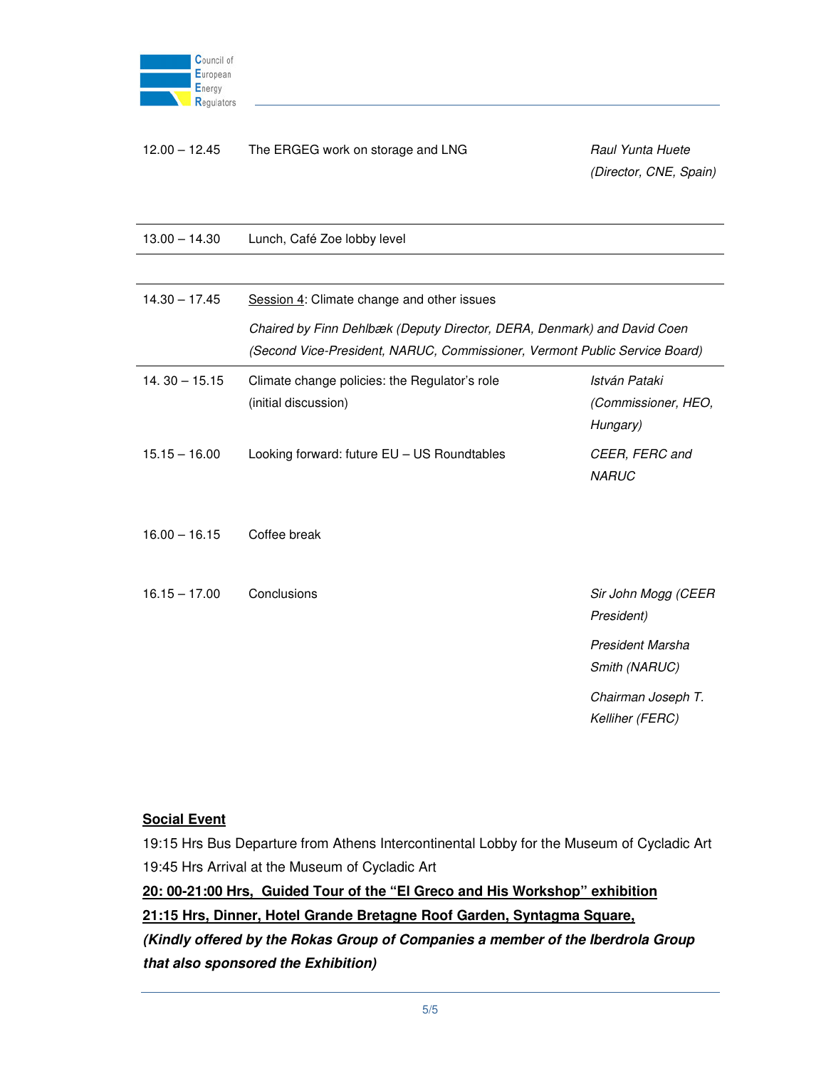| | | |
|---|---|---|
| 12.00 – 12.45 | The ERGEG work on storage and LNG | *Raul Yunta Huete (Director, CNE, Spain)* |
| 13.00 – 14.30 | Lunch, Café Zoe lobby level | |
| 14.30 – 17.45 | Session 4: Climate change and other issues<br>*Chaired by Finn Dehlbæk (Deputy Director, DERA, Denmark) and David Coen (Second Vice-President, NARUC, Commissioner, Vermont Public Service Board)* | |
| 14. 30 – 15.15 | Climate change policies: the Regulator's role (initial discussion) | *István Pataki (Commissioner, HEO, Hungary)* |
| 15.15 – 16.00 | Looking forward: future EU – US Roundtables | *CEER, FERC and NARUC* |
| 16.00 – 16.15 | Coffee break | |
| 16.15 – 17.00 | Conclusions | *Sir John Mogg (CEER President)*<br>*President Marsha Smith (NARUC)*<br>*Chairman Joseph T. Kelliher (FERC)* |

**Social Event**

19:15 Hrs Bus Departure from Athens Intercontinental Lobby for the Museum of Cycladic Art

19:45 Hrs Arrival at the Museum of Cycladic Art

**20: 00-21:00 Hrs, Guided Tour of the "El Greco and His Workshop" exhibition**

**21:15 Hrs, Dinner, Hotel Grande Bretagne Roof Garden, Syntagma Square,**

***(Kindly offered by the Rokas Group of Companies a member of the Iberdrola Group that also sponsored the Exhibition)***